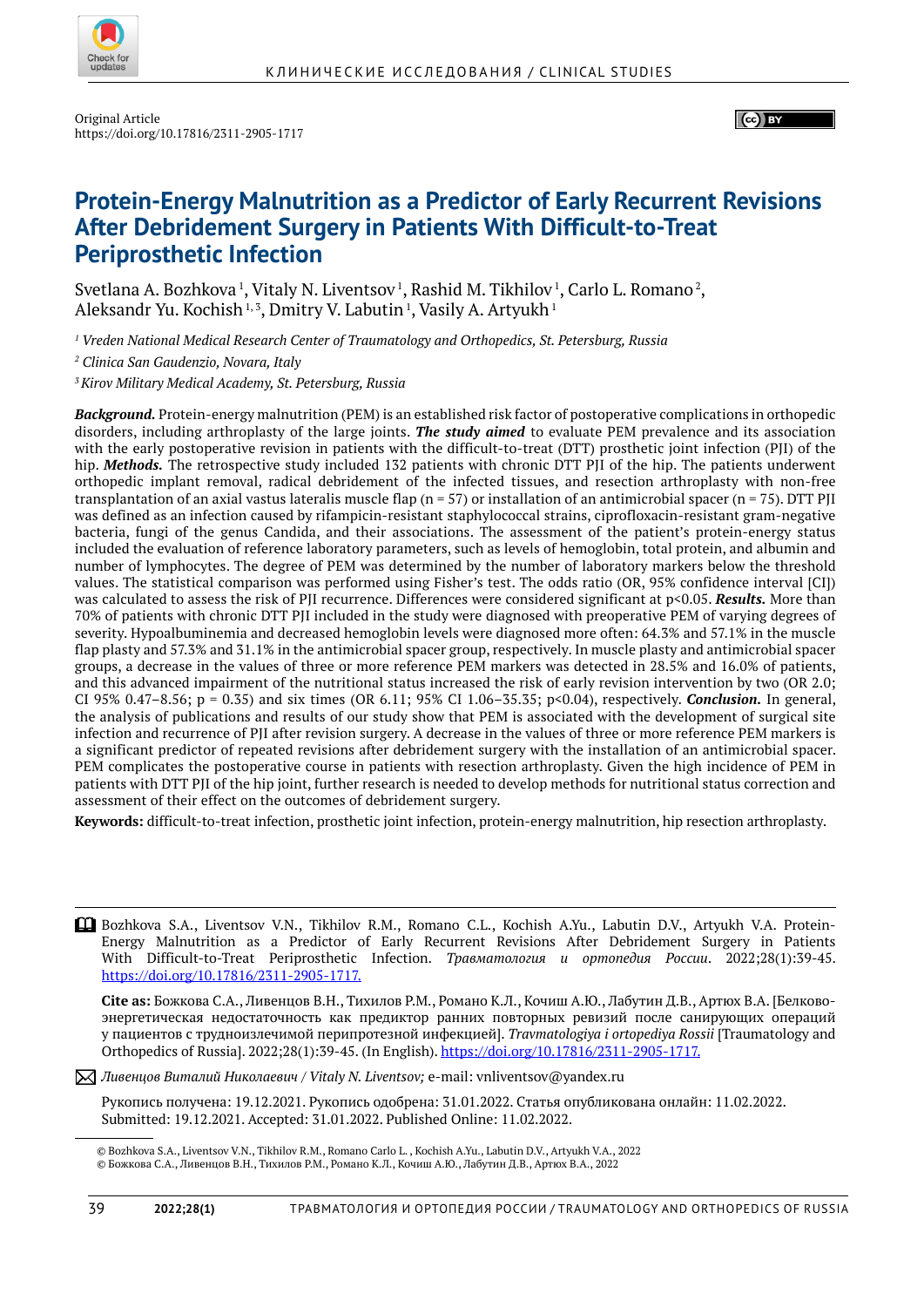Original Article
https://doi.org/10.17816/2311-2905-1717

# Protein-Energy Malnutrition as a Predictor of Early Recurrent Revisions After Debridement Surgery in Patients With Difficult-to-Treat Periprosthetic Infection

Svetlana A. Bozhkova [1], Vitaly N. Liventsov [1], Rashid M. Tikhilov [1], Carlo L. Romano [2], Aleksandr Yu. Kochish [1,3], Dmitry V. Labutin [1], Vasily A. Artyukh [1]

[1] *Vreden National Medical Research Center of Traumatology and Orthopedics, St. Petersburg, Russia*

[2] *Clinica San Gaudenzio, Novara, Italy*

[3] *Kirov Military Medical Academy, St. Petersburg, Russia*

***Background.*** Protein-energy malnutrition (PEM) is an established risk factor of postoperative complications in orthopedic disorders, including arthroplasty of the large joints. ***The study aimed*** to evaluate PEM prevalence and its association with the early postoperative revision in patients with the difficult-to-treat (DTT) prosthetic joint infection (PJI) of the hip. ***Methods.*** The retrospective study included 132 patients with chronic DTT PJI of the hip. The patients underwent orthopedic implant removal, radical debridement of the infected tissues, and resection arthroplasty with non-free transplantation of an axial vastus lateralis muscle flap (n = 57) or installation of an antimicrobial spacer (n = 75). DTT PJI was defined as an infection caused by rifampicin-resistant staphylococcal strains, ciprofloxacin-resistant gram-negative bacteria, fungi of the genus Candida, and their associations. The assessment of the patient's protein-energy status included the evaluation of reference laboratory parameters, such as levels of hemoglobin, total protein, and albumin and number of lymphocytes. The degree of PEM was determined by the number of laboratory markers below the threshold values. The statistical comparison was performed using Fisher's test. The odds ratio (OR, 95% confidence interval [CI]) was calculated to assess the risk of PJI recurrence. Differences were considered significant at p<0.05. ***Results.*** More than 70% of patients with chronic DTT PJI included in the study were diagnosed with preoperative PEM of varying degrees of severity. Hypoalbuminemia and decreased hemoglobin levels were diagnosed more often: 64.3% and 57.1% in the muscle flap plasty and 57.3% and 31.1% in the antimicrobial spacer group, respectively. In muscle plasty and antimicrobial spacer groups, a decrease in the values of three or more reference PEM markers was detected in 28.5% and 16.0% of patients, and this advanced impairment of the nutritional status increased the risk of early revision intervention by two (OR 2.0; CI 95% 0.47–8.56; p = 0.35) and six times (OR 6.11; 95% CI 1.06–35.35; p<0.04), respectively. ***Conclusion.*** In general, the analysis of publications and results of our study show that PEM is associated with the development of surgical site infection and recurrence of PJI after revision surgery. A decrease in the values of three or more reference PEM markers is a significant predictor of repeated revisions after debridement surgery with the installation of an antimicrobial spacer. PEM complicates the postoperative course in patients with resection arthroplasty. Given the high incidence of PEM in patients with DTT PJI of the hip joint, further research is needed to develop methods for nutritional status correction and assessment of their effect on the outcomes of debridement surgery.

**Keywords:** difficult-to-treat infection, prosthetic joint infection, protein-energy malnutrition, hip resection arthroplasty.

---

Bozhkova S.A., Liventsov V.N., Tikhilov R.M., Romano C.L., Kochish A.Yu., Labutin D.V., Artyukh V.A. Protein-Energy Malnutrition as a Predictor of Early Recurrent Revisions After Debridement Surgery in Patients With Difficult-to-Treat Periprosthetic Infection. *Травматология и ортопедия России*. 2022;28(1):39-45. https://doi.org/10.17816/2311-2905-1717.

**Cite as:** Божкова С.А., Ливенцов В.Н., Тихилов Р.М., Романо К.Л., Кочиш А.Ю., Лабутин Д.В., Артюх В.А. [Белково-энергетическая недостаточность как предиктор ранних повторных ревизий после санирующих операций у пациентов с трудноизлечимой перипротезной инфекцией]. *Travmatologiya i ortopediya Rossii* [Traumatology and Orthopedics of Russia]. 2022;28(1):39-45. (In English). https://doi.org/10.17816/2311-2905-1717.

*Ливенцов Виталий Николаевич / Vitaly N. Liventsov;* e-mail: vnliventsov@yandex.ru

Рукопись получена: 19.12.2021. Рукопись одобрена: 31.01.2022. Статья опубликована онлайн: 11.02.2022.
Submitted: 19.12.2021. Accepted: 31.01.2022. Published Online: 11.02.2022.

© Bozhkova S.A., Liventsov V.N., Tikhilov R.M., Romano Carlo L., Kochish A.Yu., Labutin D.V., Artyukh V.A., 2022
© Божкова С.А., Ливенцов В.Н., Тихилов Р.М., Романо К.Л., Кочиш А.Ю., Лабутин Д.В., Артюх В.А., 2022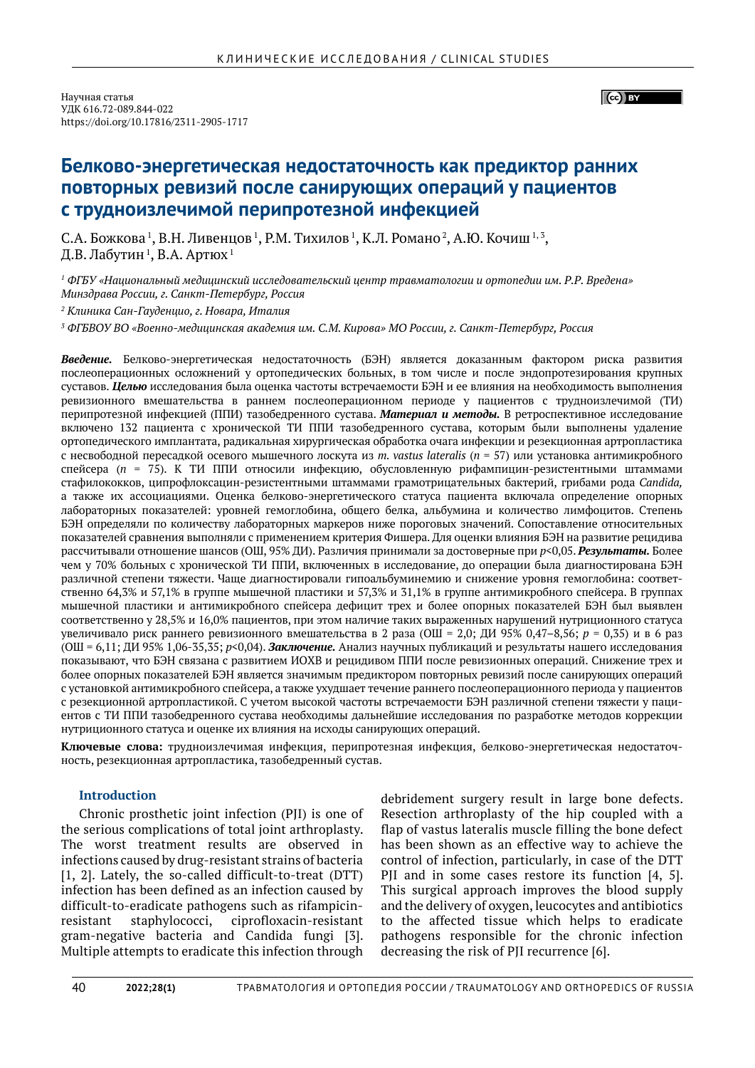Научная статья
УДК 616.72-089.844-022
https://doi.org/10.17816/2311-2905-1717

# Белково-энергетическая недостаточность как предиктор ранних повторных ревизий после санирующих операций у пациентов с трудноизлечимой перипротезной инфекцией

С.А. Божкова [1], В.Н. Ливенцов [1], Р.М. Тихилов [1], К.Л. Романо [2], А.Ю. Кочиш [1, 3], Д.В. Лабутин [1], В.А. Артюх [1]

*[1] ФГБУ «Национальный медицинский исследовательский центр травматологии и ортопедии им. Р.Р. Вредена» Минздрава России, г. Санкт-Петербург, Россия*

*[2] Клиника Сан-Гауденцио, г. Новара, Италия*

*[3] ФГБВОУ ВО «Военно-медицинская академия им. С.М. Кирова» МО России, г. Санкт-Петербург, Россия*

***Введение.*** Белково-энергетическая недостаточность (БЭН) является доказанным фактором риска развития послеоперационных осложнений у ортопедических больных, в том числе и после эндопротезирования крупных суставов. ***Целью*** исследования была оценка частоты встречаемости БЭН и ее влияния на необходимость выполнения ревизионного вмешательства в раннем послеоперационном периоде у пациентов с трудноизлечимой (ТИ) перипротезной инфекцией (ППИ) тазобедренного сустава. ***Материал и методы.*** В ретроспективное исследование включено 132 пациента с хронической ТИ ППИ тазобедренного сустава, которым были выполнены удаление ортопедического имплантата, радикальная хирургическая обработка очага инфекции и резекционная артропластика с несвободной пересадкой осевого мышечного лоскута из *m. vastus lateralis* (*n* = 57) или установка антимикробного спейсера (*n* = 75). К ТИ ППИ относили инфекцию, обусловленную рифампицин-резистентными штаммами стафилококков, ципрофлоксацин-резистентными штаммами грамотрицательных бактерий, грибами рода *Candida,* а также их ассоциациями. Оценка белково-энергетического статуса пациента включала определение опорных лабораторных показателей: уровней гемоглобина, общего белка, альбумина и количество лимфоцитов. Степень БЭН определяли по количеству лабораторных маркеров ниже пороговых значений. Сопоставление относительных показателей сравнения выполняли с применением критерия Фишера. Для оценки влияния БЭН на развитие рецидива рассчитывали отношение шансов (ОШ, 95% ДИ). Различия принимали за достоверные при $p<0,05$. ***Результаты.*** Более чем у 70% больных с хронической ТИ ППИ, включенных в исследование, до операции была диагностирована БЭН различной степени тяжести. Чаще диагностировали гипоальбуминемию и снижение уровня гемоглобина: соответственно 64,3% и 57,1% в группе мышечной пластики и 57,3% и 31,1% в группе антимикробного спейсера. В группах мышечной пластики и антимикробного спейсера дефицит трех и более опорных показателей БЭН был выявлен соответственно у 28,5% и 16,0% пациентов, при этом наличие таких выраженных нарушений нутриционного статуса увеличивало риск раннего ревизионного вмешательства в 2 раза (ОШ = 2,0; ДИ 95% 0,47–8,56; $p$ = 0,35) и в 6 раз (ОШ = 6,11; ДИ 95% 1,06-35,35; $p<0,04$). ***Заключение.*** Анализ научных публикаций и результаты нашего исследования показывают, что БЭН связана с развитием ИОХВ и рецидивом ППИ после ревизионных операций. Снижение трех и более опорных показателей БЭН является значимым предиктором повторных ревизий после санирующих операций с установкой антимикробного спейсера, а также ухудшает течение раннего послеоперационного периода у пациентов с резекционной артропластикой. С учетом высокой частоты встречаемости БЭН различной степени тяжести у пациентов с ТИ ППИ тазобедренного сустава необходимы дальнейшие исследования по разработке методов коррекции нутриционного статуса и оценке их влияния на исходы санирующих операций.

**Ключевые слова:** трудноизлечимая инфекция, перипротезная инфекция, белково-энергетическая недостаточность, резекционная артропластика, тазобедренный сустав.

## Introduction

Chronic prosthetic joint infection (PJI) is one of the serious complications of total joint arthroplasty. The worst treatment results are observed in infections caused by drug-resistant strains of bacteria [1, 2]. Lately, the so-called difficult-to-treat (DTT) infection has been defined as an infection caused by difficult-to-eradicate pathogens such as rifampicin-resistant staphylococci, ciprofloxacin-resistant gram-negative bacteria and Candida fungi [3]. Multiple attempts to eradicate this infection through debridement surgery result in large bone defects. Resection arthroplasty of the hip coupled with a flap of vastus lateralis muscle filling the bone defect has been shown as an effective way to achieve the control of infection, particularly, in case of the DTT PJI and in some cases restore its function [4, 5]. This surgical approach improves the blood supply and the delivery of oxygen, leucocytes and antibiotics to the affected tissue which helps to eradicate pathogens responsible for the chronic infection decreasing the risk of PJI recurrence [6].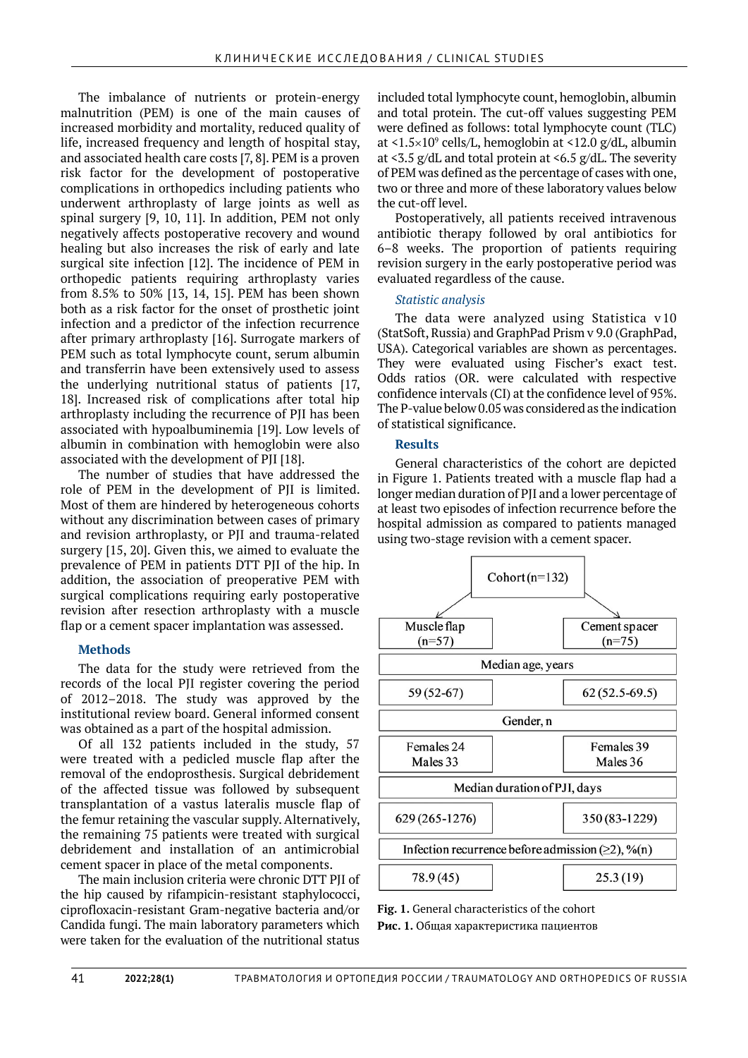The imbalance of nutrients or protein-energy malnutrition (PEM) is one of the main causes of increased morbidity and mortality, reduced quality of life, increased frequency and length of hospital stay, and associated health care costs [7, 8]. PEM is a proven risk factor for the development of postoperative complications in orthopedics including patients who underwent arthroplasty of large joints as well as spinal surgery [9, 10, 11]. In addition, PEM not only negatively affects postoperative recovery and wound healing but also increases the risk of early and late surgical site infection [12]. The incidence of PEM in orthopedic patients requiring arthroplasty varies from 8.5% to 50% [13, 14, 15]. PEM has been shown both as a risk factor for the onset of prosthetic joint infection and a predictor of the infection recurrence after primary arthroplasty [16]. Surrogate markers of PEM such as total lymphocyte count, serum albumin and transferrin have been extensively used to assess the underlying nutritional status of patients [17, 18]. Increased risk of complications after total hip arthroplasty including the recurrence of PJI has been associated with hypoalbuminemia [19]. Low levels of albumin in combination with hemoglobin were also associated with the development of PJI [18].

The number of studies that have addressed the role of PEM in the development of PJI is limited. Most of them are hindered by heterogeneous cohorts without any discrimination between cases of primary and revision arthroplasty, or PJI and trauma-related surgery [15, 20]. Given this, we aimed to evaluate the prevalence of PEM in patients DTT PJI of the hip. In addition, the association of preoperative PEM with surgical complications requiring early postoperative revision after resection arthroplasty with a muscle flap or a cement spacer implantation was assessed.

## Methods

The data for the study were retrieved from the records of the local PJI register covering the period of 2012–2018. The study was approved by the institutional review board. General informed consent was obtained as a part of the hospital admission.

Of all 132 patients included in the study, 57 were treated with a pedicled muscle flap after the removal of the endoprosthesis. Surgical debridement of the affected tissue was followed by subsequent transplantation of a vastus lateralis muscle flap of the femur retaining the vascular supply. Alternatively, the remaining 75 patients were treated with surgical debridement and installation of an antimicrobial cement spacer in place of the metal components.

The main inclusion criteria were chronic DTT PJI of the hip caused by rifampicin-resistant staphylococci, ciprofloxacin-resistant Gram-negative bacteria and/or Candida fungi. The main laboratory parameters which were taken for the evaluation of the nutritional status included total lymphocyte count, hemoglobin, albumin and total protein. The cut-off values suggesting PEM were defined as follows: total lymphocyte count (TLC) at $<1.5\times10^9$ cells/L, hemoglobin at <12.0 g/dL, albumin at <3.5 g/dL and total protein at <6.5 g/dL. The severity of PEM was defined as the percentage of cases with one, two or three and more of these laboratory values below the cut-off level.

Postoperatively, all patients received intravenous antibiotic therapy followed by oral antibiotics for 6–8 weeks. The proportion of patients requiring revision surgery in the early postoperative period was evaluated regardless of the cause.

### *Statistic analysis*

The data were analyzed using Statistica v 10 (StatSoft, Russia) and GraphPad Prism v 9.0 (GraphPad, USA). Categorical variables are shown as percentages. They were evaluated using Fischer's exact test. Odds ratios (OR. were calculated with respective confidence intervals (CI) at the confidence level of 95%. The P-value below 0.05 was considered as the indication of statistical significance.

## Results

General characteristics of the cohort are depicted in Figure 1. Patients treated with a muscle flap had a longer median duration of PJI and a lower percentage of at least two episodes of infection recurrence before the hospital admission as compared to patients managed using two-stage revision with a cement spacer.

Cohort (n=132)

| Muscle flap (n=57) | Cement spacer (n=75) |
|---|---|
| **Median age, years** | |
| 59 (52-67) | 62 (52.5-69.5) |
| **Gender, n** | |
| Females 24<br>Males 33 | Females 39<br>Males 36 |
| **Median duration of PJI, days** | |
| 629 (265-1276) | 350 (83-1229) |
| **Infection recurrence before admission (≥2), %(n)** | |
| 78.9 (45) | 25.3 (19) |

**Fig. 1.** General characteristics of the cohort

**Рис. 1.** Общая характеристика пациентов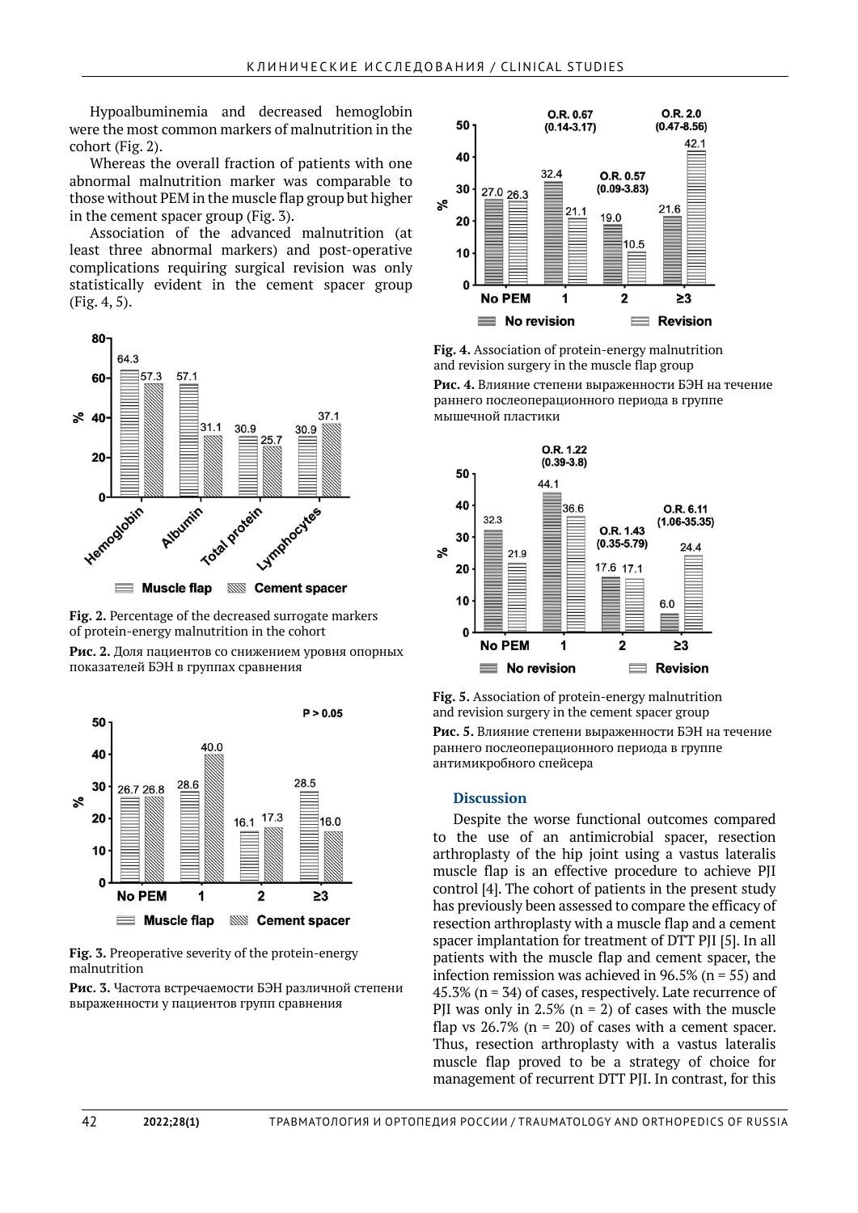Hypoalbuminemia and decreased hemoglobin were the most common markers of malnutrition in the cohort (Fig. 2).

Whereas the overall fraction of patients with one abnormal malnutrition marker was comparable to those without PEM in the muscle flap group but higher in the cement spacer group (Fig. 3).

Association of the advanced malnutrition (at least three abnormal markers) and post-operative complications requiring surgical revision was only statistically evident in the cement spacer group (Fig. 4, 5).

**Fig. 2.** Percentage of the decreased surrogate markers of protein-energy malnutrition in the cohort

**Рис. 2.** Доля пациентов со снижением уровня опорных показателей БЭН в группах сравнения

**Fig. 3.** Preoperative severity of the protein-energy malnutrition

**Рис. 3.** Частота встречаемости БЭН различной степени выраженности у пациентов групп сравнения

**Fig. 4.** Association of protein-energy malnutrition and revision surgery in the muscle flap group

**Рис. 4.** Влияние степени выраженности БЭН на течение раннего послеоперационного периода в группе мышечной пластики

**Fig. 5.** Association of protein-energy malnutrition and revision surgery in the cement spacer group

**Рис. 5.** Влияние степени выраженности БЭН на течение раннего послеоперационного периода в группе антимикробного спейсера

## Discussion

Despite the worse functional outcomes compared to the use of an antimicrobial spacer, resection arthroplasty of the hip joint using a vastus lateralis muscle flap is an effective procedure to achieve PJI control [4]. The cohort of patients in the present study has previously been assessed to compare the efficacy of resection arthroplasty with a muscle flap and a cement spacer implantation for treatment of DTT PJI [5]. In all patients with the muscle flap and cement spacer, the infection remission was achieved in 96.5% (n = 55) and 45.3% (n = 34) of cases, respectively. Late recurrence of PJI was only in 2.5% (n = 2) of cases with the muscle flap vs 26.7% (n = 20) of cases with a cement spacer. Thus, resection arthroplasty with a vastus lateralis muscle flap proved to be a strategy of choice for management of recurrent DTT PJI. In contrast, for this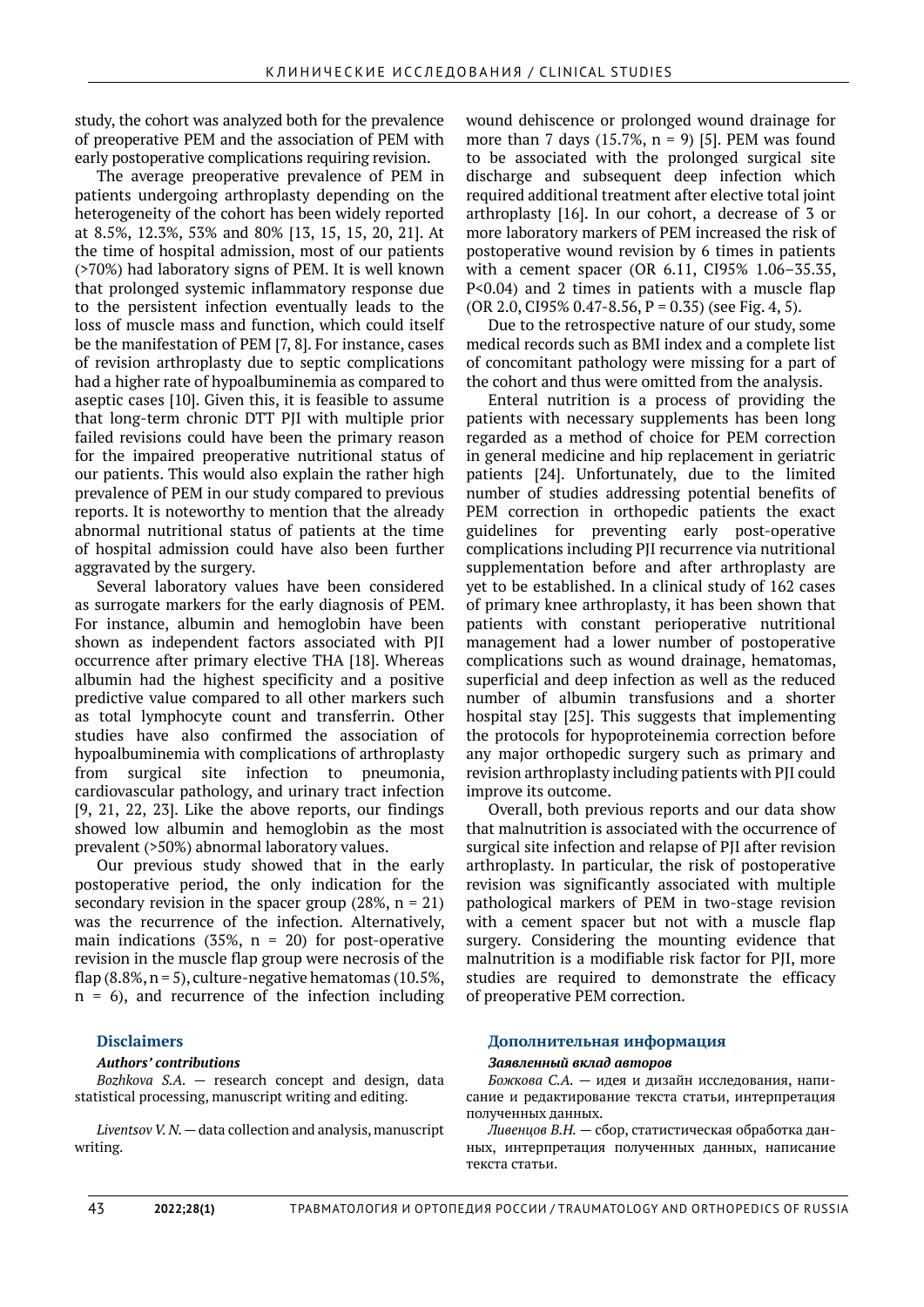study, the cohort was analyzed both for the prevalence of preoperative PEM and the association of PEM with early postoperative complications requiring revision.

The average preoperative prevalence of PEM in patients undergoing arthroplasty depending on the heterogeneity of the cohort has been widely reported at 8.5%, 12.3%, 53% and 80% [13, 15, 15, 20, 21]. At the time of hospital admission, most of our patients (>70%) had laboratory signs of PEM. It is well known that prolonged systemic inflammatory response due to the persistent infection eventually leads to the loss of muscle mass and function, which could itself be the manifestation of PEM [7, 8]. For instance, cases of revision arthroplasty due to septic complications had a higher rate of hypoalbuminemia as compared to aseptic cases [10]. Given this, it is feasible to assume that long-term chronic DTT PJI with multiple prior failed revisions could have been the primary reason for the impaired preoperative nutritional status of our patients. This would also explain the rather high prevalence of PEM in our study compared to previous reports. It is noteworthy to mention that the already abnormal nutritional status of patients at the time of hospital admission could have also been further aggravated by the surgery.

Several laboratory values have been considered as surrogate markers for the early diagnosis of PEM. For instance, albumin and hemoglobin have been shown as independent factors associated with PJI occurrence after primary elective THA [18]. Whereas albumin had the highest specificity and a positive predictive value compared to all other markers such as total lymphocyte count and transferrin. Other studies have also confirmed the association of hypoalbuminemia with complications of arthroplasty from surgical site infection to pneumonia, cardiovascular pathology, and urinary tract infection [9, 21, 22, 23]. Like the above reports, our findings showed low albumin and hemoglobin as the most prevalent (>50%) abnormal laboratory values.

Our previous study showed that in the early postoperative period, the only indication for the secondary revision in the spacer group (28%, n = 21) was the recurrence of the infection. Alternatively, main indications (35%, n = 20) for post-operative revision in the muscle flap group were necrosis of the flap (8.8%, n = 5), culture-negative hematomas (10.5%, n = 6), and recurrence of the infection including wound dehiscence or prolonged wound drainage for more than 7 days (15.7%, n = 9) [5]. PEM was found to be associated with the prolonged surgical site discharge and subsequent deep infection which required additional treatment after elective total joint arthroplasty [16]. In our cohort, a decrease of 3 or more laboratory markers of PEM increased the risk of postoperative wound revision by 6 times in patients with a cement spacer (OR 6.11, CI95% 1.06–35.35, P<0.04) and 2 times in patients with a muscle flap (OR 2.0, CI95% 0.47-8.56, P = 0.35) (see Fig. 4, 5).

Due to the retrospective nature of our study, some medical records such as BMI index and a complete list of concomitant pathology were missing for a part of the cohort and thus were omitted from the analysis.

Enteral nutrition is a process of providing the patients with necessary supplements has been long regarded as a method of choice for PEM correction in general medicine and hip replacement in geriatric patients [24]. Unfortunately, due to the limited number of studies addressing potential benefits of PEM correction in orthopedic patients the exact guidelines for preventing early post-operative complications including PJI recurrence via nutritional supplementation before and after arthroplasty are yet to be established. In a clinical study of 162 cases of primary knee arthroplasty, it has been shown that patients with constant perioperative nutritional management had a lower number of postoperative complications such as wound drainage, hematomas, superficial and deep infection as well as the reduced number of albumin transfusions and a shorter hospital stay [25]. This suggests that implementing the protocols for hypoproteinemia correction before any major orthopedic surgery such as primary and revision arthroplasty including patients with PJI could improve its outcome.

Overall, both previous reports and our data show that malnutrition is associated with the occurrence of surgical site infection and relapse of PJI after revision arthroplasty. In particular, the risk of postoperative revision was significantly associated with multiple pathological markers of PEM in two-stage revision with a cement spacer but not with a muscle flap surgery. Considering the mounting evidence that malnutrition is a modifiable risk factor for PJI, more studies are required to demonstrate the efficacy of preoperative PEM correction.

## Disclaimers

***Authors' contributions***

*Bozhkova S.A.* — research concept and design, data statistical processing, manuscript writing and editing.

*Liventsov V. N.* — data collection and analysis, manuscript writing.

## Дополнительная информация

***Заявленный вклад авторов***

*Божкова С.А.* — идея и дизайн исследования, написание и редактирование текста статьи, интерпретация полученных данных.

*Ливенцов В.Н.* — сбор, статистическая обработка данных, интерпретация полученных данных, написание текста статьи.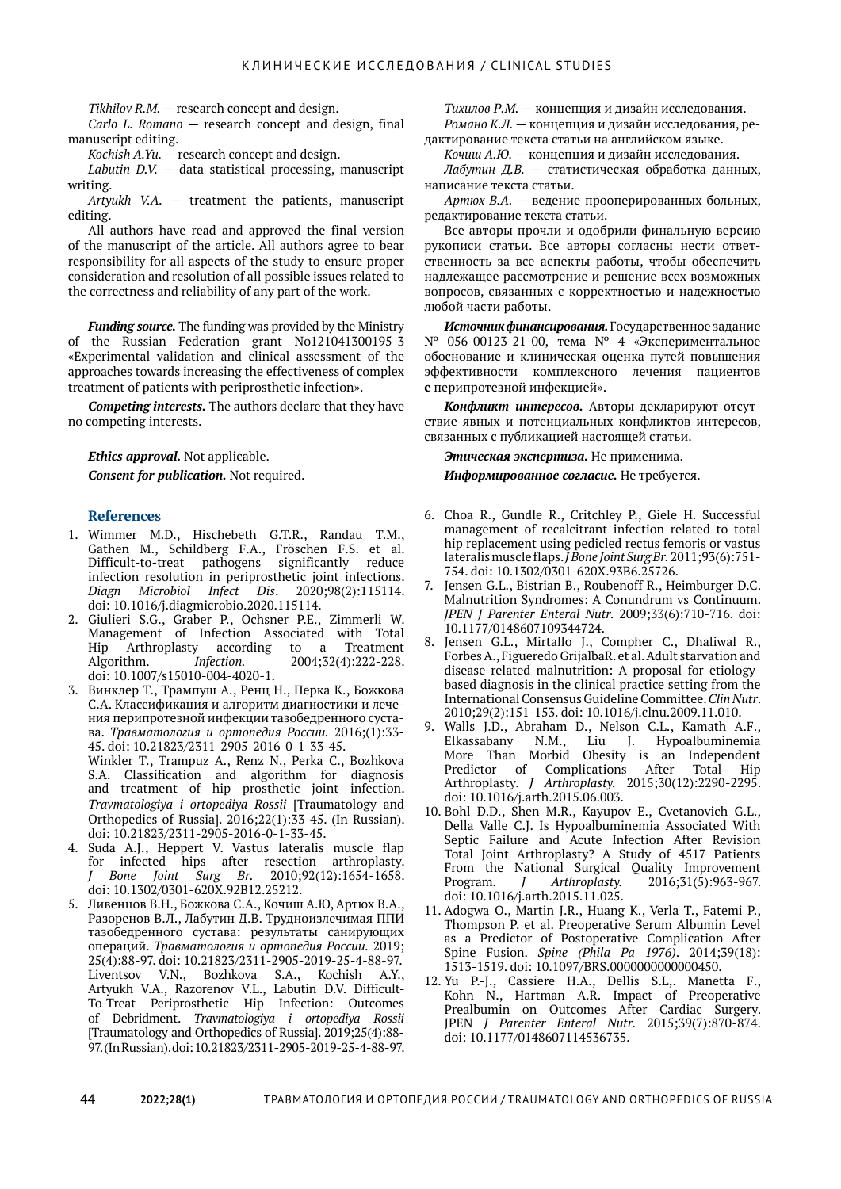*Tikhilov R.M.* — research concept and design.

*Carlo L. Romano* — research concept and design, final manuscript editing.

*Kochish A.Yu.* — research concept and design.

*Labutin D.V.* — data statistical processing, manuscript writing.

*Artyukh V.A.* — treatment the patients, manuscript editing.

All authors have read and approved the final version of the manuscript of the article. All authors agree to bear responsibility for all aspects of the study to ensure proper consideration and resolution of all possible issues related to the correctness and reliability of any part of the work.

***Funding source.*** The funding was provided by the Ministry of the Russian Federation grant No121041300195-3 «Experimental validation and clinical assessment of the approaches towards increasing the effectiveness of complex treatment of patients with periprosthetic infection».

***Competing interests.*** The authors declare that they have no competing interests.

***Ethics approval.*** Not applicable.

***Consent for publication.*** Not required.

*Тихилов Р.М.* — концепция и дизайн исследования.

*Романо К.Л.* — концепция и дизайн исследования, редактирование текста статьи на английском языке.

*Кочиш А.Ю.* — концепция и дизайн исследования.

*Лабутин Д.В.* — статистическая обработка данных, написание текста статьи.

*Артюх В.А.* — ведение прооперированных больных, редактирование текста статьи.

Все авторы прочли и одобрили финальную версию рукописи статьи. Все авторы согласны нести ответственность за все аспекты работы, чтобы обеспечить надлежащее рассмотрение и решение всех возможных вопросов, связанных с корректностью и надежностью любой части работы.

***Источник финансирования.*** Государственное задание № 056-00123-21-00, тема № 4 «Экспериментальное обоснование и клиническая оценка путей повышения эффективности комплексного лечения пациентов **с** перипротезной инфекцией».

***Конфликт интересов.*** Авторы декларируют отсутствие явных и потенциальных конфликтов интересов, связанных с публикацией настоящей статьи.

***Этическая экспертиза.*** Не применима.

***Информированное согласие.*** Не требуется.

## References

1. Wimmer M.D., Hischebeth G.T.R., Randau T.M., Gathen M., Schildberg F.A., Fröschen F.S. et al. Difficult-to-treat pathogens significantly reduce infection resolution in periprosthetic joint infections. *Diagn Microbiol Infect Dis*. 2020;98(2):115114. doi: 10.1016/j.diagmicrobio.2020.115114.
2. Giulieri S.G., Graber P., Ochsner P.E., Zimmerli W. Management of Infection Associated with Total Hip Arthroplasty according to a Treatment Algorithm. *Infection.* 2004;32(4):222-228. doi: 10.1007/s15010-004-4020-1.
3. Винклер Т., Трампуш А., Ренц Н., Перка К., Божкова С.А. Классификация и алгоритм диагностики и лечения перипротезной инфекции тазобедренного сустава. *Травматология и ортопедия России.* 2016;(1):33-45. doi: 10.21823/2311-2905-2016-0-1-33-45.
   Winkler T., Trampuz A., Renz N., Perka C., Bozhkova S.A. Classification and algorithm for diagnosis and treatment of hip prosthetic joint infection. *Travmatologiya i ortopediya Rossii* [Traumatology and Orthopedics of Russia]. 2016;22(1):33-45. (In Russian). doi: 10.21823/2311-2905-2016-0-1-33-45.
4. Suda A.J., Heppert V. Vastus lateralis muscle flap for infected hips after resection arthroplasty. *J Bone Joint Surg Br.* 2010;92(12):1654-1658. doi: 10.1302/0301-620X.92B12.25212.
5. Ливенцов В.Н., Божкова С.А., Кочиш А.Ю, Артюх В.А., Разоренов В.Л., Лабутин Д.В. Трудноизлечимая ППИ тазобедренного сустава: результаты санирующих операций. *Травматология и ортопедия России.* 2019; 25(4):88-97. doi: 10.21823/2311-2905-2019-25-4-88-97.
   Liventsov V.N., Bozhkova S.A., Kochish A.Y., Artyukh V.A., Razorenov V.L., Labutin D.V. Difficult-To-Treat Periprosthetic Hip Infection: Outcomes of Debridment. *Travmatologiya i ortopediya Rossii* [Traumatology and Orthopedics of Russia]. 2019;25(4):88-97. (In Russian). doi: 10.21823/2311-2905-2019-25-4-88-97.
6. Choa R., Gundle R., Critchley P., Giele H. Successful management of recalcitrant infection related to total hip replacement using pedicled rectus femoris or vastus lateralis muscle flaps. *J Bone Joint Surg Br.* 2011;93(6):751-754. doi: 10.1302/0301-620X.93B6.25726.
7. Jensen G.L., Bistrian B., Roubenoff R., Heimburger D.C. Malnutrition Syndromes: A Conundrum vs Continuum. *JPEN J Parenter Enteral Nutr.* 2009;33(6):710-716. doi: 10.1177/0148607109344724.
8. Jensen G.L., Mirtallo J., Compher C., Dhaliwal R., Forbes A., Figueredo GrijalbaR. et al. Adult starvation and disease-related malnutrition: A proposal for etiology-based diagnosis in the clinical practice setting from the International Consensus Guideline Committee. *Clin Nutr*. 2010;29(2):151-153. doi: 10.1016/j.clnu.2009.11.010.
9. Walls J.D., Abraham D., Nelson C.L., Kamath A.F., Elkassabany N.M., Liu J. Hypoalbuminemia More Than Morbid Obesity is an Independent Predictor of Complications After Total Hip Arthroplasty. *J Arthroplasty.* 2015;30(12):2290-2295. doi: 10.1016/j.arth.2015.06.003.
10. Bohl D.D., Shen M.R., Kayupov E., Cvetanovich G.L., Della Valle C.J. Is Hypoalbuminemia Associated With Septic Failure and Acute Infection After Revision Total Joint Arthroplasty? A Study of 4517 Patients From the National Surgical Quality Improvement Program. *J Arthroplasty.* 2016;31(5):963-967. doi: 10.1016/j.arth.2015.11.025.
11. Adogwa O., Martin J.R., Huang K., Verla T., Fatemi P., Thompson P. et al. Preoperative Serum Albumin Level as a Predictor of Postoperative Complication After Spine Fusion. *Spine (Phila Pa 1976)*. 2014;39(18): 1513-1519. doi: 10.1097/BRS.0000000000000450.
12. Yu P.-J., Cassiere H.A., Dellis S.L,. Manetta F., Kohn N., Hartman A.R. Impact of Preoperative Prealbumin on Outcomes After Cardiac Surgery. JPEN *J Parenter Enteral Nutr*. 2015;39(7):870-874. doi: 10.1177/0148607114536735.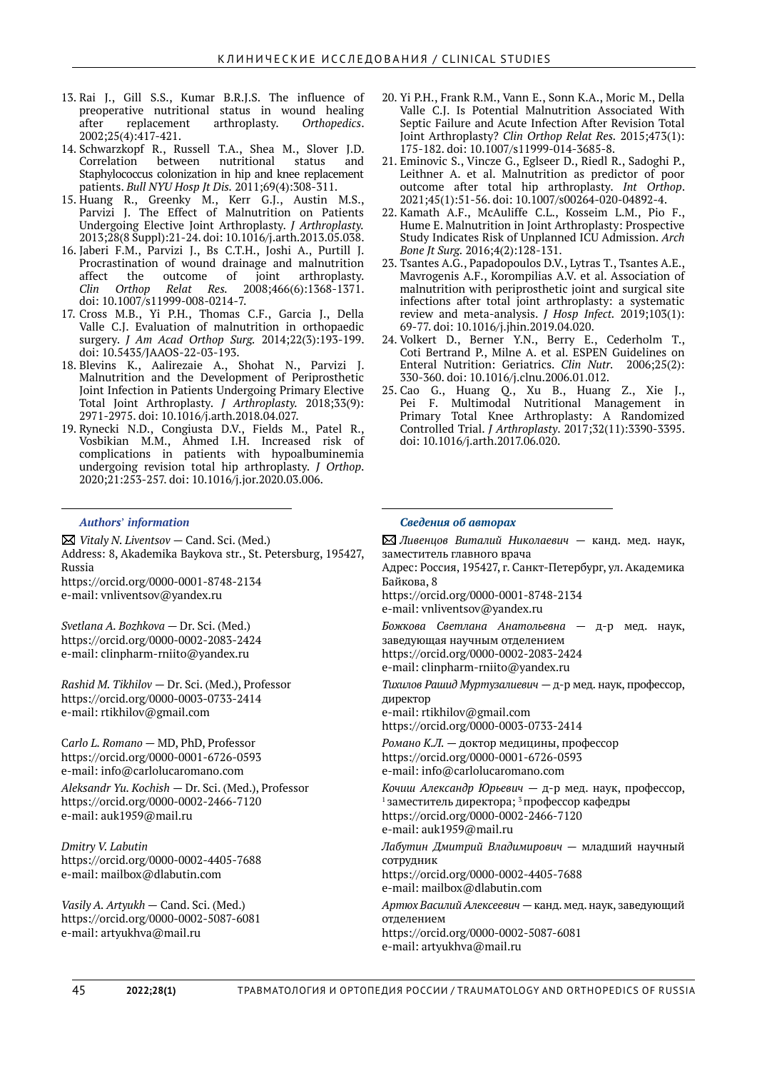13. Rai J., Gill S.S., Kumar B.R.J.S. The influence of preoperative nutritional status in wound healing after replacement arthroplasty. *Orthopedics*. 2002;25(4):417-421.
14. Schwarzkopf R., Russell T.A., Shea M., Slover J.D. Correlation between nutritional status and Staphylococcus colonization in hip and knee replacement patients. *Bull NYU Hosp Jt Dis.* 2011;69(4):308-311.
15. Huang R., Greenky M., Kerr G.J., Austin M.S., Parvizi J. The Effect of Malnutrition on Patients Undergoing Elective Joint Arthroplasty. *J Arthroplasty.* 2013;28(8 Suppl):21-24. doi: 10.1016/j.arth.2013.05.038.
16. Jaberi F.M., Parvizi J., Bs C.T.H., Joshi A., Purtill J. Procrastination of wound drainage and malnutrition affect the outcome of joint arthroplasty. *Clin Orthop Relat Res.* 2008;466(6):1368-1371. doi: 10.1007/s11999-008-0214-7.
17. Cross M.B., Yi P.H., Thomas C.F., Garcia J., Della Valle C.J. Evaluation of malnutrition in orthopaedic surgery. *J Am Acad Orthop Surg.* 2014;22(3):193-199. doi: 10.5435/JAAOS-22-03-193.
18. Blevins K., Aalirezaie A., Shohat N., Parvizi J. Malnutrition and the Development of Periprosthetic Joint Infection in Patients Undergoing Primary Elective Total Joint Arthroplasty. *J Arthroplasty.* 2018;33(9): 2971-2975. doi: 10.1016/j.arth.2018.04.027.
19. Rynecki N.D., Congiusta D.V., Fields M., Patel R., Vosbikian M.M., Ahmed I.H. Increased risk of complications in patients with hypoalbuminemia undergoing revision total hip arthroplasty. *J Orthop.* 2020;21:253-257. doi: 10.1016/j.jor.2020.03.006.
20. Yi P.H., Frank R.M., Vann E., Sonn K.A., Moric M., Della Valle C.J. Is Potential Malnutrition Associated With Septic Failure and Acute Infection After Revision Total Joint Arthroplasty? *Clin Orthop Relat Res.* 2015;473(1): 175-182. doi: 10.1007/s11999-014-3685-8.
21. Eminovic S., Vincze G., Eglseer D., Riedl R., Sadoghi P., Leithner A. et al. Malnutrition as predictor of poor outcome after total hip arthroplasty. *Int Orthop.* 2021;45(1):51-56. doi: 10.1007/s00264-020-04892-4.
22. Kamath A.F., McAuliffe C.L., Kosseim L.M., Pio F., Hume E. Malnutrition in Joint Arthroplasty: Prospective Study Indicates Risk of Unplanned ICU Admission. *Arch Bone Jt Surg.* 2016;4(2):128-131.
23. Tsantes A.G., Papadopoulos D.V., Lytras T., Tsantes A.E., Mavrogenis A.F., Korompilias A.V. et al. Association of malnutrition with periprosthetic joint and surgical site infections after total joint arthroplasty: a systematic review and meta-analysis. *J Hosp Infect.* 2019;103(1): 69-77. doi: 10.1016/j.jhin.2019.04.020.
24. Volkert D., Berner Y.N., Berry E., Cederholm T., Coti Bertrand P., Milne A. et al. ESPEN Guidelines on Enteral Nutrition: Geriatrics. *Clin Nutr.* 2006;25(2): 330-360. doi: 10.1016/j.clnu.2006.01.012.
25. Cao G., Huang Q., Xu B., Huang Z., Xie J., Pei F. Multimodal Nutritional Management in Primary Total Knee Arthroplasty: A Randomized Controlled Trial. *J Arthroplasty.* 2017;32(11):3390-3395. doi: 10.1016/j.arth.2017.06.020.

### *Authors' information*

✉ *Vitaly N. Liventsov* — Cand. Sci. (Med.)
Address: 8, Akademika Baykova str., St. Petersburg, 195427, Russia
https://orcid.org/0000-0001-8748-2134
e-mail: vnliventsov@yandex.ru

*Svetlana A. Bozhkova* — Dr. Sci. (Med.)
https://orcid.org/0000-0002-2083-2424
e-mail: clinpharm-rniito@yandex.ru

*Rashid M. Tikhilov* — Dr. Sci. (Med.), Professor
https://orcid.org/0000-0003-0733-2414
e-mail: rtikhilov@gmail.com

*Carlo L. Romano* — MD, PhD, Professor
https://orcid.org/0000-0001-6726-0593
e-mail: info@carlolucaromano.com

*Aleksandr Yu. Kochish* — Dr. Sci. (Med.), Professor
https://orcid.org/0000-0002-2466-7120
e-mail: auk1959@mail.ru

*Dmitry V. Labutin*
https://orcid.org/0000-0002-4405-7688
e-mail: mailbox@dlabutin.com

*Vasily A. Artyukh* — Cand. Sci. (Med.)
https://orcid.org/0000-0002-5087-6081
e-mail: artyukhva@mail.ru

### *Сведения об авторах*

✉ *Ливенцов Виталий Николаевич* — канд. мед. наук, заместитель главного врача
Адрес: Россия, 195427, г. Санкт-Петербург, ул. Академика Байкова, 8
https://orcid.org/0000-0001-8748-2134
e-mail: vnliventsov@yandex.ru

*Божкова Светлана Анатольевна* — д-р мед. наук, заведующая научным отделением
https://orcid.org/0000-0002-2083-2424
e-mail: clinpharm-rniito@yandex.ru

*Тихилов Рашид Муртузалиевич* — д-р мед. наук, профессор, директор
e-mail: rtikhilov@gmail.com
https://orcid.org/0000-0003-0733-2414

*Романо К.Л.* — доктор медицины, профессор
https://orcid.org/0000-0001-6726-0593
e-mail: info@carlolucaromano.com

*Кочиш Александр Юрьевич* — д-р мед. наук, профессор, [1] заместитель директора; [3] профессор кафедры
https://orcid.org/0000-0002-2466-7120
e-mail: auk1959@mail.ru

*Лабутин Дмитрий Владимирович* — младший научный сотрудник
https://orcid.org/0000-0002-4405-7688
e-mail: mailbox@dlabutin.com

*Артюх Василий Алексеевич* — канд. мед. наук, заведующий отделением
https://orcid.org/0000-0002-5087-6081
e-mail: artyukhva@mail.ru